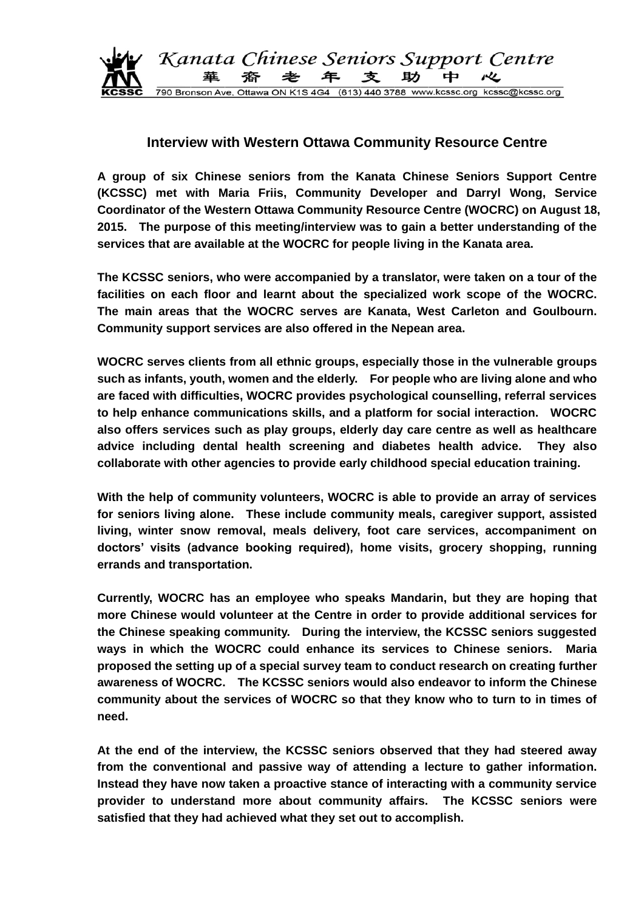Kanata Chinese Seniors Support Centre

華裔老年支助中心

KCSSC 790 Bronson Ave, Ottawa ON K1S 4G4 (613) 440 3788 www.kcssc.org kcssc@kcssc.org

## Interview with Western Ottawa Community Resource Centre

**A group of six Chinese seniors from the Kanata Chinese Seniors Support Centre (KCSSC) met with Maria Friis, Community Developer and Darryl Wong, Service Coordinator of the Western Ottawa Community Resource Centre (WOCRC) on August 18, 2015. The purpose of this meeting/interview was to gain a better understanding of the services that are available at the WOCRC for people living in the Kanata area.**

**The KCSSC seniors, who were accompanied by a translator, were taken on a tour of the facilities on each floor and learnt about the specialized work scope of the WOCRC. The main areas that the WOCRC serves are Kanata, West Carleton and Goulbourn. Community support services are also offered in the Nepean area.**

**WOCRC serves clients from all ethnic groups, especially those in the vulnerable groups such as infants, youth, women and the elderly. For people who are living alone and who are faced with difficulties, WOCRC provides psychological counselling, referral services to help enhance communications skills, and a platform for social interaction. WOCRC also offers services such as play groups, elderly day care centre as well as healthcare advice including dental health screening and diabetes health advice. They also collaborate with other agencies to provide early childhood special education training.**

**With the help of community volunteers, WOCRC is able to provide an array of services for seniors living alone. These include community meals, caregiver support, assisted living, winter snow removal, meals delivery, foot care services, accompaniment on doctors' visits (advance booking required), home visits, grocery shopping, running errands and transportation.**

**Currently, WOCRC has an employee who speaks Mandarin, but they are hoping that more Chinese would volunteer at the Centre in order to provide additional services for the Chinese speaking community. During the interview, the KCSSC seniors suggested ways in which the WOCRC could enhance its services to Chinese seniors. Maria proposed the setting up of a special survey team to conduct research on creating further awareness of WOCRC. The KCSSC seniors would also endeavor to inform the Chinese community about the services of WOCRC so that they know who to turn to in times of need.**

**At the end of the interview, the KCSSC seniors observed that they had steered away from the conventional and passive way of attending a lecture to gather information. Instead they have now taken a proactive stance of interacting with a community service provider to understand more about community affairs. The KCSSC seniors were satisfied that they had achieved what they set out to accomplish.**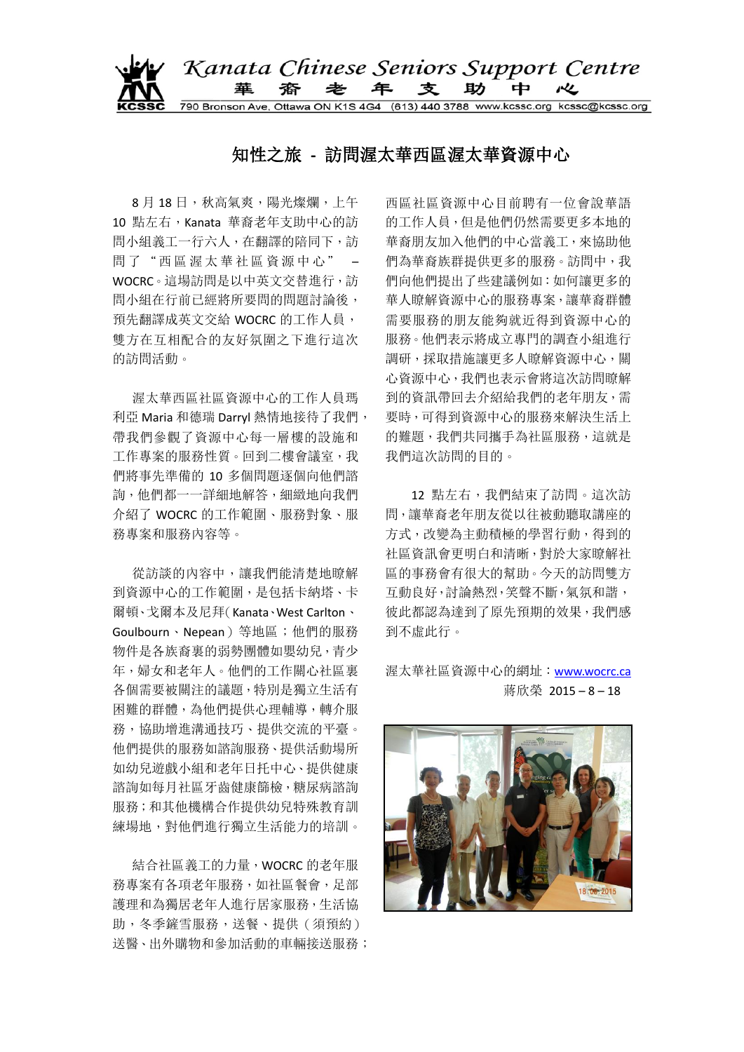# Kanata Chinese Seniors Support Centre

華裔老年支助中心

790 Bronson Ave, Ottawa ON K1S 4G4 (613) 440 3788 www.kcssc.org kcssc@kcssc.org

## 知性之旅 - 訪問渥太華西區渥太華資源中心

8 月 18 日，秋高氣爽，陽光燦爛，上午 10 點左右，Kanata 華裔老年支助中心的訪問小組義工一行六人，在翻譯的陪同下，訪問了“西區渥太華社區資源中心” – WOCRC。這場訪問是以中英文交替進行，訪問小組在行前已經將所要問的問題討論後，預先翻譯成英文交給 WOCRC 的工作人員，雙方在互相配合的友好氛圍之下進行這次的訪問活動。

渥太華西區社區資源中心的工作人員瑪利亞 Maria 和德瑞 Darryl 熱情地接待了我們，帶我們參觀了資源中心每一層樓的設施和工作專案的服務性質。回到二樓會議室，我們將事先準備的 10 多個問題逐個向他們諮詢，他們都一一詳細地解答，細緻地向我們介紹了 WOCRC 的工作範圍、服務對象、服務專案和服務內容等。

從訪談的內容中，讓我們能清楚地瞭解到資源中心的工作範圍，是包括卡納塔、卡爾頓、戈爾本及尼拜（Kanata、West Carlton、Goulbourn、Nepean）等地區；他們的服務物件是各族裔裏的弱勢團體如嬰幼兒，青少年，婦女和老年人。他們的工作關心社區裏各個需要被關注的議題，特別是獨立生活有困難的群體，為他們提供心理輔導，轉介服務，協助增進溝通技巧、提供交流的平臺。他們提供的服務如諮詢服務、提供活動場所如幼兒遊戲小組和老年日托中心、提供健康諮詢如每月社區牙齒健康篩檢，糖尿病諮詢服務；和其他機構合作提供幼兒特殊教育訓練場地，對他們進行獨立生活能力的培訓。

結合社區義工的力量，WOCRC 的老年服務專案有各項老年服務，如社區餐會，足部護理和為獨居老年人進行居家服務，生活協助，冬季鏟雪服務，送餐、提供（須預約）送醫、出外購物和參加活動的車輛接送服務；西區社區資源中心目前聘有一位會說華語的工作人員，但是他們仍然需要更多本地的華裔朋友加入他們的中心當義工，來協助他們為華裔族群提供更多的服務。訪問中，我們向他們提出了些建議例如：如何讓更多的華人瞭解資源中心的服務專案，讓華裔群體需要服務的朋友能夠就近得到資源中心的服務。他們表示將成立專門的調查小組進行調研，採取措施讓更多人瞭解資源中心，關心資源中心，我們也表示會將這次訪問瞭解到的資訊帶回去介紹給我們的老年朋友，需要時，可得到資源中心的服務來解決生活上的難題，我們共同攜手為社區服務，這就是我們這次訪問的目的。

12 點左右，我們結束了訪問。這次訪問，讓華裔老年朋友從以往被動聽取講座的方式，改變為主動積極的學習行動，得到的社區資訊會更明白和清晰，對於大家瞭解社區的事務會有很大的幫助。今天的訪問雙方互動良好，討論熱烈，笑聲不斷，氣氛和諧，彼此都認為達到了原先預期的效果，我們感到不虛此行。

渥太華社區資源中心的網址：www.wocrc.ca

蔣欣榮 2015 – 8 – 18